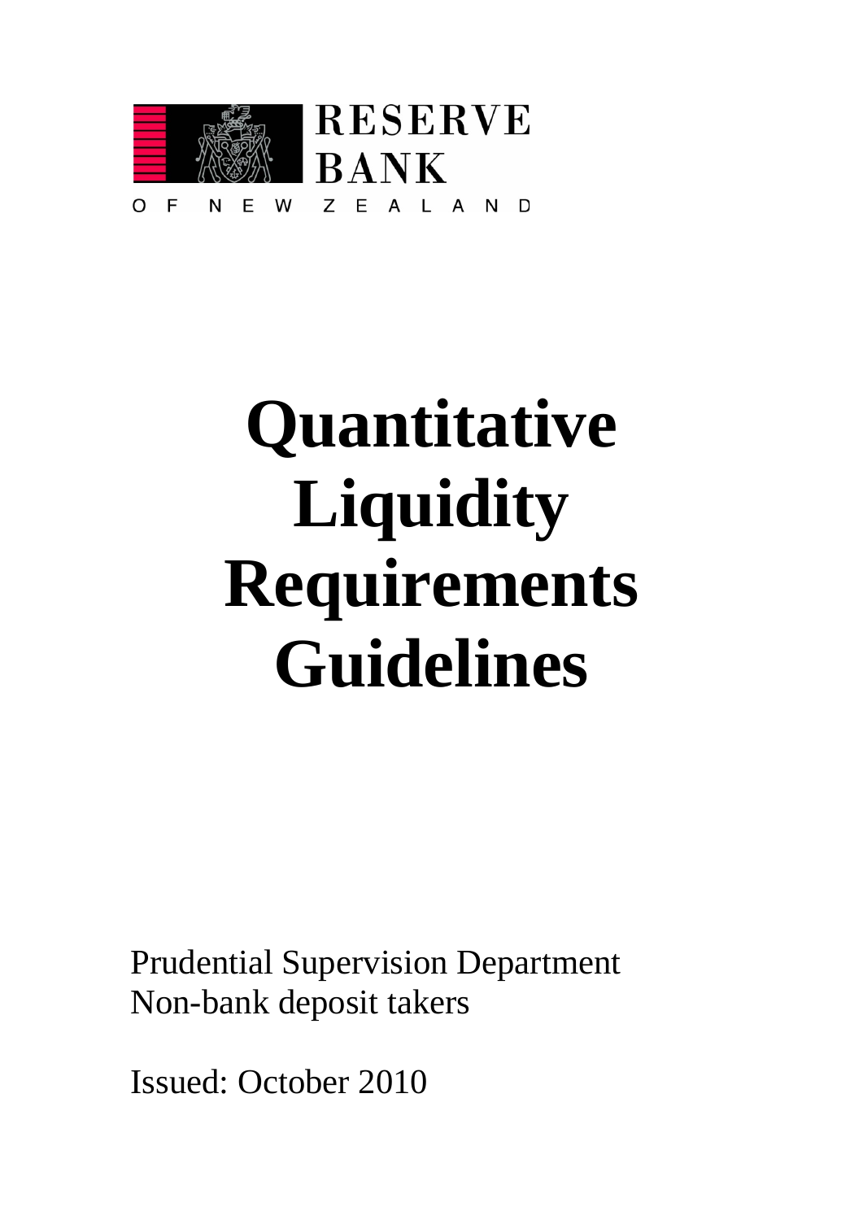RESERVE BANK

OF NEW ZEALAND

# Quantitative Liquidity Requirements Guidelines

Prudential Supervision Department
Non-bank deposit takers

Issued: October 2010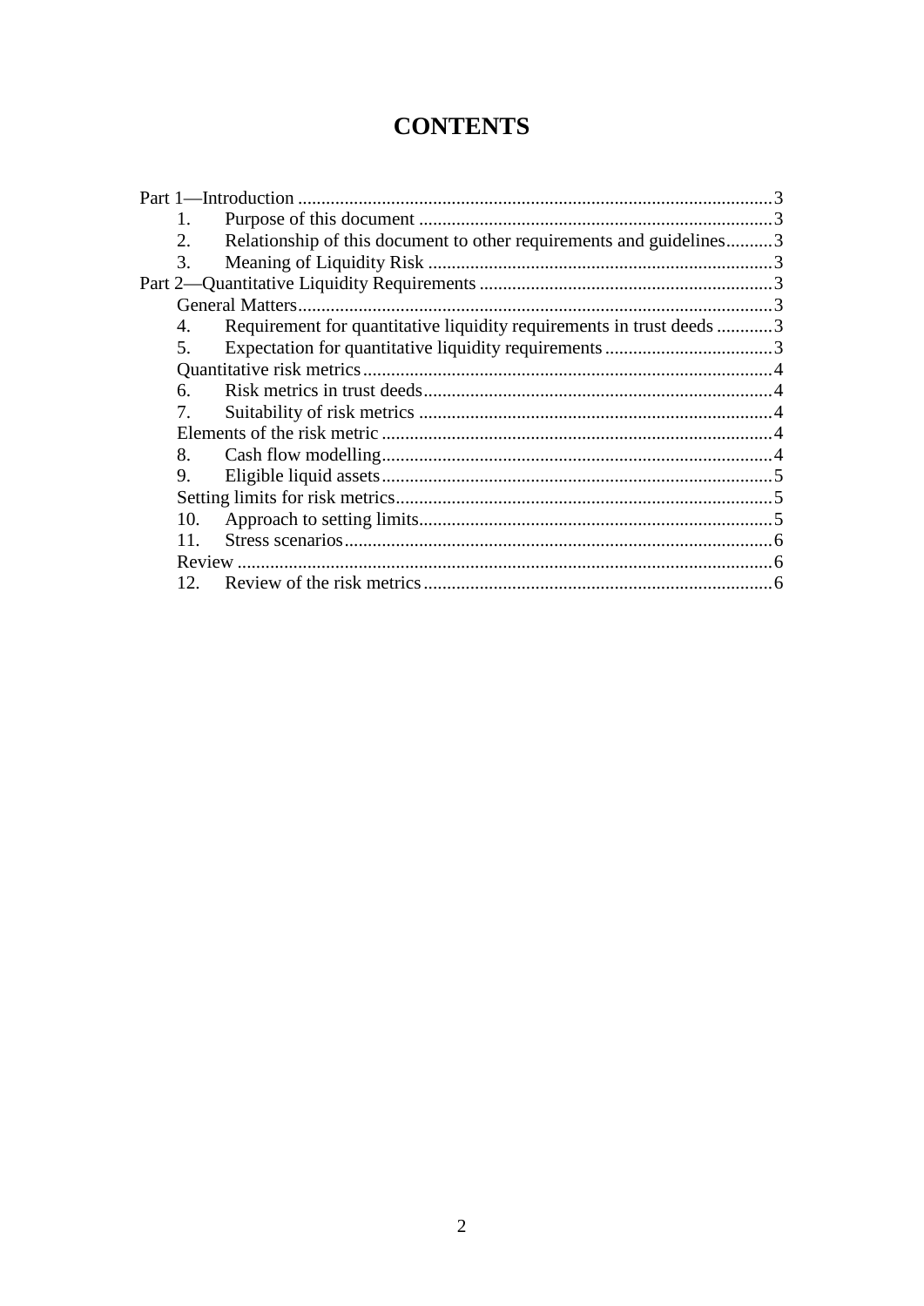# CONTENTS

- Part 1—Introduction ....................................................................................................3
  - 1. Purpose of this document ...........................................................................3
  - 2. Relationship of this document to other requirements and guidelines..........3
  - 3. Meaning of Liquidity Risk .........................................................................3
- Part 2—Quantitative Liquidity Requirements ..............................................................3
  - General Matters....................................................................................................3
  - 4. Requirement for quantitative liquidity requirements in trust deeds ............3
  - 5. Expectation for quantitative liquidity requirements ....................................3
  - Quantitative risk metrics......................................................................................4
  - 6. Risk metrics in trust deeds..........................................................................4
  - 7. Suitability of risk metrics ...........................................................................4
  - Elements of the risk metric ..................................................................................4
  - 8. Cash flow modelling...................................................................................4
  - 9. Eligible liquid assets...................................................................................5
  - Setting limits for risk metrics...............................................................................5
  - 10. Approach to setting limits...........................................................................5
  - 11. Stress scenarios...........................................................................................6
  - Review .................................................................................................................6
  - 12. Review of the risk metrics ..........................................................................6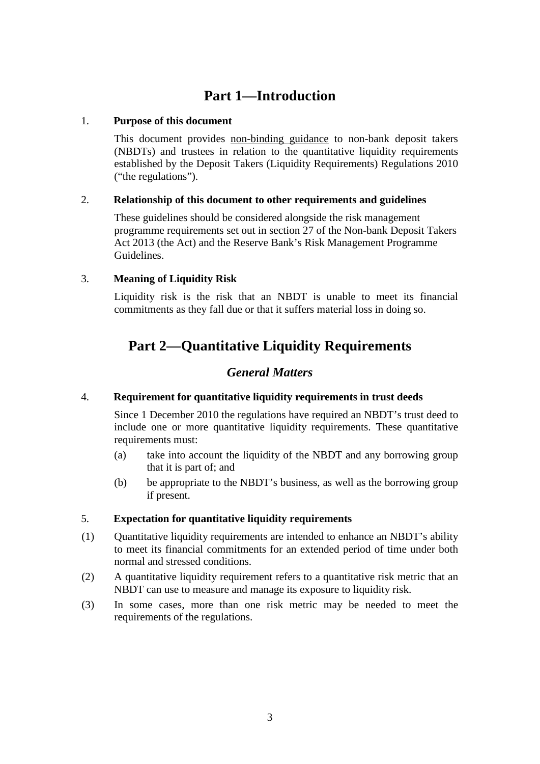# Part 1—Introduction

1. **Purpose of this document**

   This document provides <u>non-binding guidance</u> to non-bank deposit takers (NBDTs) and trustees in relation to the quantitative liquidity requirements established by the Deposit Takers (Liquidity Requirements) Regulations 2010 ("the regulations").

2. **Relationship of this document to other requirements and guidelines**

   These guidelines should be considered alongside the risk management programme requirements set out in section 27 of the Non-bank Deposit Takers Act 2013 (the Act) and the Reserve Bank's Risk Management Programme Guidelines.

3. **Meaning of Liquidity Risk**

   Liquidity risk is the risk that an NBDT is unable to meet its financial commitments as they fall due or that it suffers material loss in doing so.

# Part 2—Quantitative Liquidity Requirements

## *General Matters*

4. **Requirement for quantitative liquidity requirements in trust deeds**

   Since 1 December 2010 the regulations have required an NBDT's trust deed to include one or more quantitative liquidity requirements. These quantitative requirements must:

   (a) take into account the liquidity of the NBDT and any borrowing group that it is part of; and

   (b) be appropriate to the NBDT's business, as well as the borrowing group if present.

5. **Expectation for quantitative liquidity requirements**

(1) Quantitative liquidity requirements are intended to enhance an NBDT's ability to meet its financial commitments for an extended period of time under both normal and stressed conditions.

(2) A quantitative liquidity requirement refers to a quantitative risk metric that an NBDT can use to measure and manage its exposure to liquidity risk.

(3) In some cases, more than one risk metric may be needed to meet the requirements of the regulations.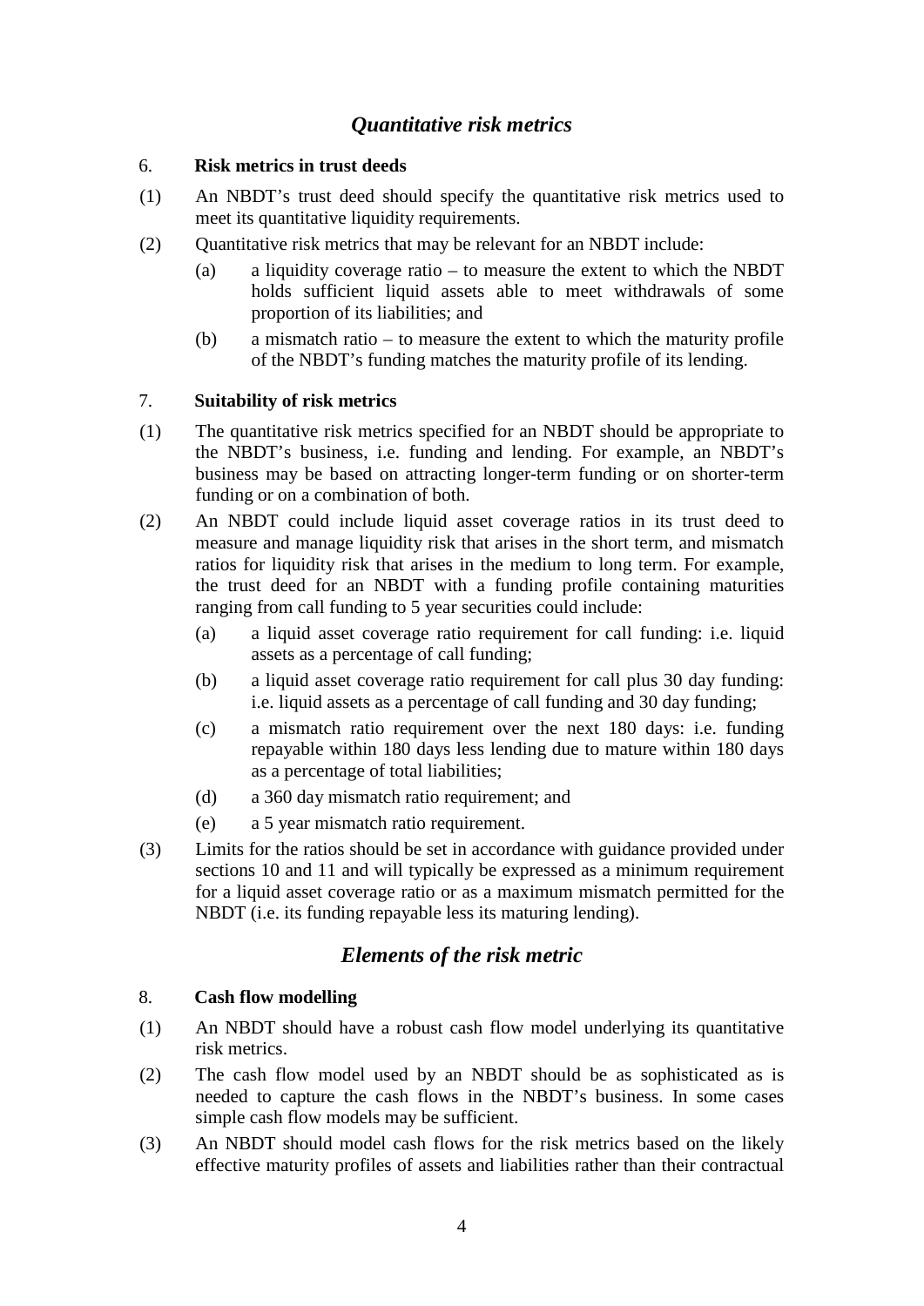## *Quantitative risk metrics*

### 6. Risk metrics in trust deeds

(1) An NBDT's trust deed should specify the quantitative risk metrics used to meet its quantitative liquidity requirements.

(2) Quantitative risk metrics that may be relevant for an NBDT include:

- (a) a liquidity coverage ratio – to measure the extent to which the NBDT holds sufficient liquid assets able to meet withdrawals of some proportion of its liabilities; and
- (b) a mismatch ratio – to measure the extent to which the maturity profile of the NBDT's funding matches the maturity profile of its lending.

### 7. Suitability of risk metrics

(1) The quantitative risk metrics specified for an NBDT should be appropriate to the NBDT's business, i.e. funding and lending. For example, an NBDT's business may be based on attracting longer-term funding or on shorter-term funding or on a combination of both.

(2) An NBDT could include liquid asset coverage ratios in its trust deed to measure and manage liquidity risk that arises in the short term, and mismatch ratios for liquidity risk that arises in the medium to long term. For example, the trust deed for an NBDT with a funding profile containing maturities ranging from call funding to 5 year securities could include:

- (a) a liquid asset coverage ratio requirement for call funding: i.e. liquid assets as a percentage of call funding;
- (b) a liquid asset coverage ratio requirement for call plus 30 day funding: i.e. liquid assets as a percentage of call funding and 30 day funding;
- (c) a mismatch ratio requirement over the next 180 days: i.e. funding repayable within 180 days less lending due to mature within 180 days as a percentage of total liabilities;
- (d) a 360 day mismatch ratio requirement; and
- (e) a 5 year mismatch ratio requirement.

(3) Limits for the ratios should be set in accordance with guidance provided under sections 10 and 11 and will typically be expressed as a minimum requirement for a liquid asset coverage ratio or as a maximum mismatch permitted for the NBDT (i.e. its funding repayable less its maturing lending).

## *Elements of the risk metric*

### 8. Cash flow modelling

(1) An NBDT should have a robust cash flow model underlying its quantitative risk metrics.

(2) The cash flow model used by an NBDT should be as sophisticated as is needed to capture the cash flows in the NBDT's business. In some cases simple cash flow models may be sufficient.

(3) An NBDT should model cash flows for the risk metrics based on the likely effective maturity profiles of assets and liabilities rather than their contractual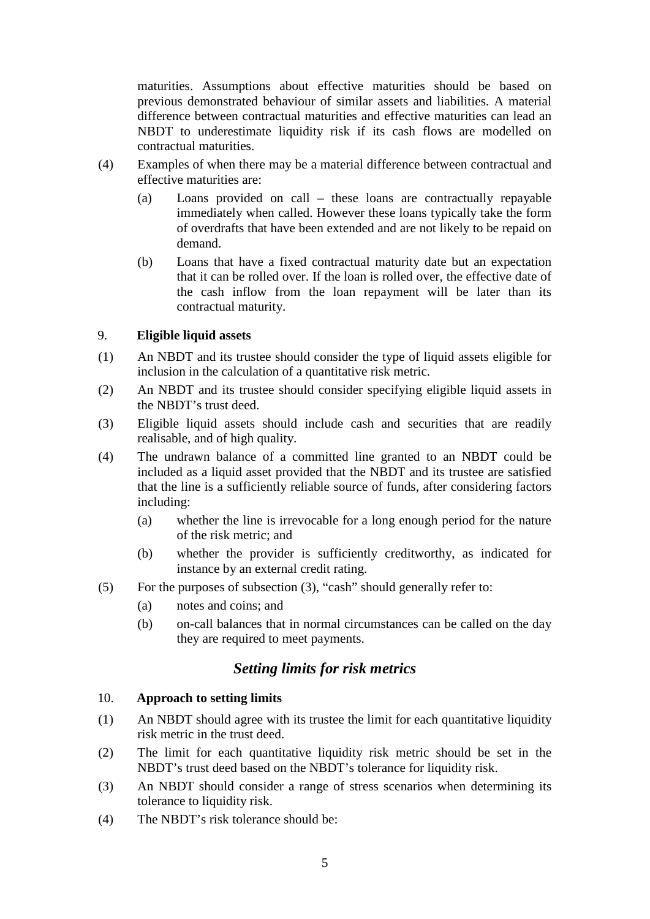maturities. Assumptions about effective maturities should be based on previous demonstrated behaviour of similar assets and liabilities. A material difference between contractual maturities and effective maturities can lead an NBDT to underestimate liquidity risk if its cash flows are modelled on contractual maturities.

(4) Examples of when there may be a material difference between contractual and effective maturities are:

   (a) Loans provided on call – these loans are contractually repayable immediately when called. However these loans typically take the form of overdrafts that have been extended and are not likely to be repaid on demand.

   (b) Loans that have a fixed contractual maturity date but an expectation that it can be rolled over. If the loan is rolled over, the effective date of the cash inflow from the loan repayment will be later than its contractual maturity.

### 9. **Eligible liquid assets**

(1) An NBDT and its trustee should consider the type of liquid assets eligible for inclusion in the calculation of a quantitative risk metric.

(2) An NBDT and its trustee should consider specifying eligible liquid assets in the NBDT's trust deed.

(3) Eligible liquid assets should include cash and securities that are readily realisable, and of high quality.

(4) The undrawn balance of a committed line granted to an NBDT could be included as a liquid asset provided that the NBDT and its trustee are satisfied that the line is a sufficiently reliable source of funds, after considering factors including:

   (a) whether the line is irrevocable for a long enough period for the nature of the risk metric; and

   (b) whether the provider is sufficiently creditworthy, as indicated for instance by an external credit rating.

(5) For the purposes of subsection (3), "cash" should generally refer to:

   (a) notes and coins; and

   (b) on-call balances that in normal circumstances can be called on the day they are required to meet payments.

## *Setting limits for risk metrics*

### 10. **Approach to setting limits**

(1) An NBDT should agree with its trustee the limit for each quantitative liquidity risk metric in the trust deed.

(2) The limit for each quantitative liquidity risk metric should be set in the NBDT's trust deed based on the NBDT's tolerance for liquidity risk.

(3) An NBDT should consider a range of stress scenarios when determining its tolerance to liquidity risk.

(4) The NBDT's risk tolerance should be: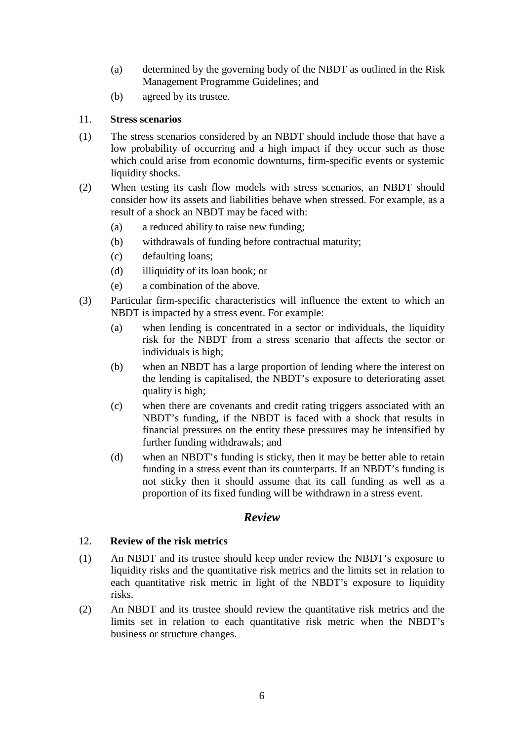(a) determined by the governing body of the NBDT as outlined in the Risk Management Programme Guidelines; and

(b) agreed by its trustee.

11. **Stress scenarios**

(1) The stress scenarios considered by an NBDT should include those that have a low probability of occurring and a high impact if they occur such as those which could arise from economic downturns, firm-specific events or systemic liquidity shocks.

(2) When testing its cash flow models with stress scenarios, an NBDT should consider how its assets and liabilities behave when stressed. For example, as a result of a shock an NBDT may be faced with:

(a) a reduced ability to raise new funding;

(b) withdrawals of funding before contractual maturity;

(c) defaulting loans;

(d) illiquidity of its loan book; or

(e) a combination of the above.

(3) Particular firm-specific characteristics will influence the extent to which an NBDT is impacted by a stress event. For example:

(a) when lending is concentrated in a sector or individuals, the liquidity risk for the NBDT from a stress scenario that affects the sector or individuals is high;

(b) when an NBDT has a large proportion of lending where the interest on the lending is capitalised, the NBDT's exposure to deteriorating asset quality is high;

(c) when there are covenants and credit rating triggers associated with an NBDT's funding, if the NBDT is faced with a shock that results in financial pressures on the entity these pressures may be intensified by further funding withdrawals; and

(d) when an NBDT's funding is sticky, then it may be better able to retain funding in a stress event than its counterparts. If an NBDT's funding is not sticky then it should assume that its call funding as well as a proportion of its fixed funding will be withdrawn in a stress event.

## *Review*

12. **Review of the risk metrics**

(1) An NBDT and its trustee should keep under review the NBDT's exposure to liquidity risks and the quantitative risk metrics and the limits set in relation to each quantitative risk metric in light of the NBDT's exposure to liquidity risks.

(2) An NBDT and its trustee should review the quantitative risk metrics and the limits set in relation to each quantitative risk metric when the NBDT's business or structure changes.